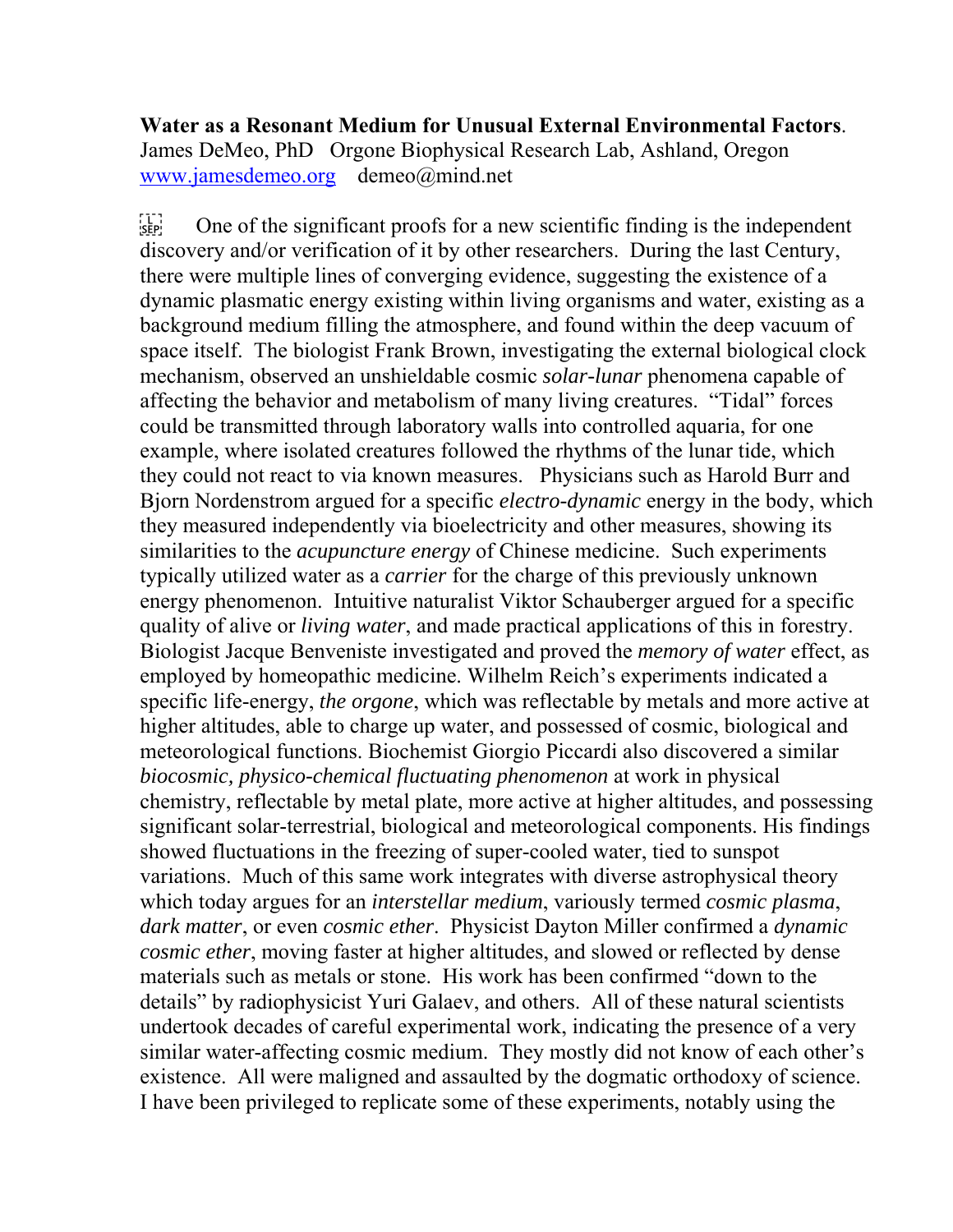**Water as a Resonant Medium for Unusual External Environmental Factors**.
James DeMeo, PhD   Orgone Biophysical Research Lab, Ashland, Oregon
[www.jamesdemeo.org](http://www.jamesdemeo.org)   demeo@mind.net

One of the significant proofs for a new scientific finding is the independent discovery and/or verification of it by other researchers. During the last Century, there were multiple lines of converging evidence, suggesting the existence of a dynamic plasmatic energy existing within living organisms and water, existing as a background medium filling the atmosphere, and found within the deep vacuum of space itself. The biologist Frank Brown, investigating the external biological clock mechanism, observed an unshieldable cosmic *solar-lunar* phenomena capable of affecting the behavior and metabolism of many living creatures. "Tidal" forces could be transmitted through laboratory walls into controlled aquaria, for one example, where isolated creatures followed the rhythms of the lunar tide, which they could not react to via known measures. Physicians such as Harold Burr and Bjorn Nordenstrom argued for a specific *electro-dynamic* energy in the body, which they measured independently via bioelectricity and other measures, showing its similarities to the *acupuncture energy* of Chinese medicine. Such experiments typically utilized water as a *carrier* for the charge of this previously unknown energy phenomenon. Intuitive naturalist Viktor Schauberger argued for a specific quality of alive or *living water*, and made practical applications of this in forestry. Biologist Jacque Benveniste investigated and proved the *memory of water* effect, as employed by homeopathic medicine. Wilhelm Reich's experiments indicated a specific life-energy, *the orgone*, which was reflectable by metals and more active at higher altitudes, able to charge up water, and possessed of cosmic, biological and meteorological functions. Biochemist Giorgio Piccardi also discovered a similar *biocosmic, physico-chemical fluctuating phenomenon* at work in physical chemistry, reflectable by metal plate, more active at higher altitudes, and possessing significant solar-terrestrial, biological and meteorological components. His findings showed fluctuations in the freezing of super-cooled water, tied to sunspot variations. Much of this same work integrates with diverse astrophysical theory which today argues for an *interstellar medium*, variously termed *cosmic plasma*, *dark matter*, or even *cosmic ether*. Physicist Dayton Miller confirmed a *dynamic cosmic ether*, moving faster at higher altitudes, and slowed or reflected by dense materials such as metals or stone. His work has been confirmed "down to the details" by radiophysicist Yuri Galaev, and others. All of these natural scientists undertook decades of careful experimental work, indicating the presence of a very similar water-affecting cosmic medium. They mostly did not know of each other's existence. All were maligned and assaulted by the dogmatic orthodoxy of science. I have been privileged to replicate some of these experiments, notably using the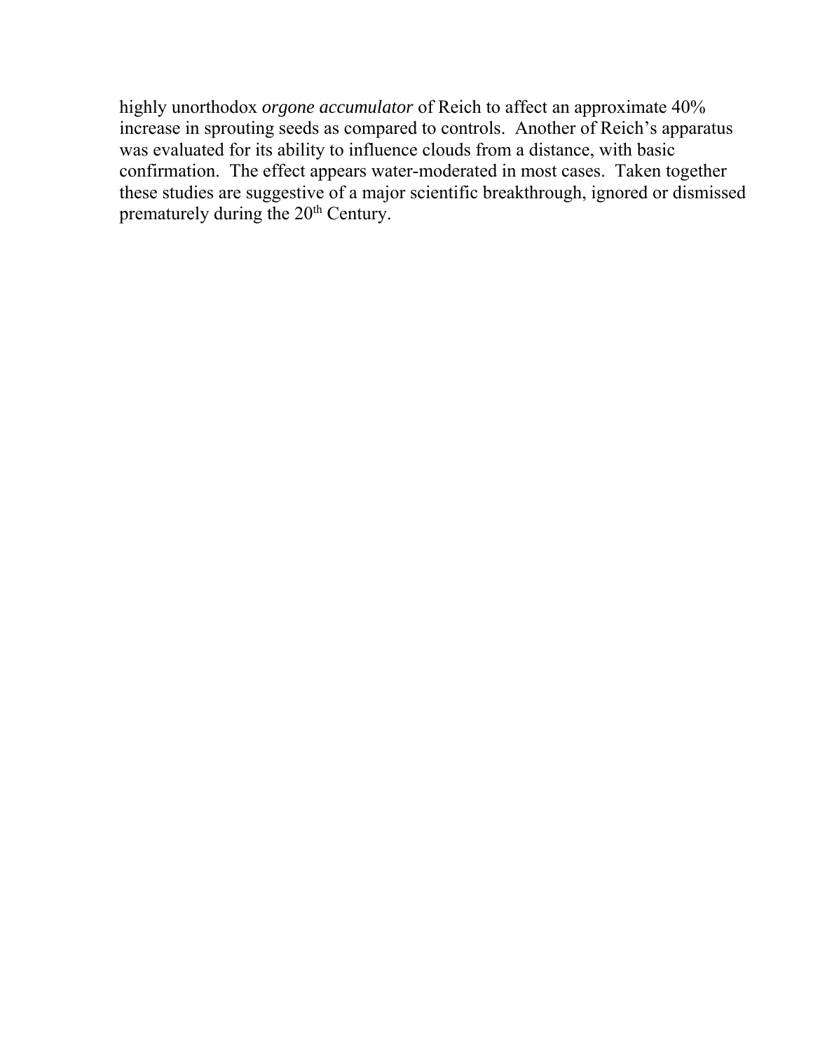highly unorthodox *orgone accumulator* of Reich to affect an approximate 40% increase in sprouting seeds as compared to controls. Another of Reich's apparatus was evaluated for its ability to influence clouds from a distance, with basic confirmation. The effect appears water-moderated in most cases. Taken together these studies are suggestive of a major scientific breakthrough, ignored or dismissed prematurely during the 20th Century.